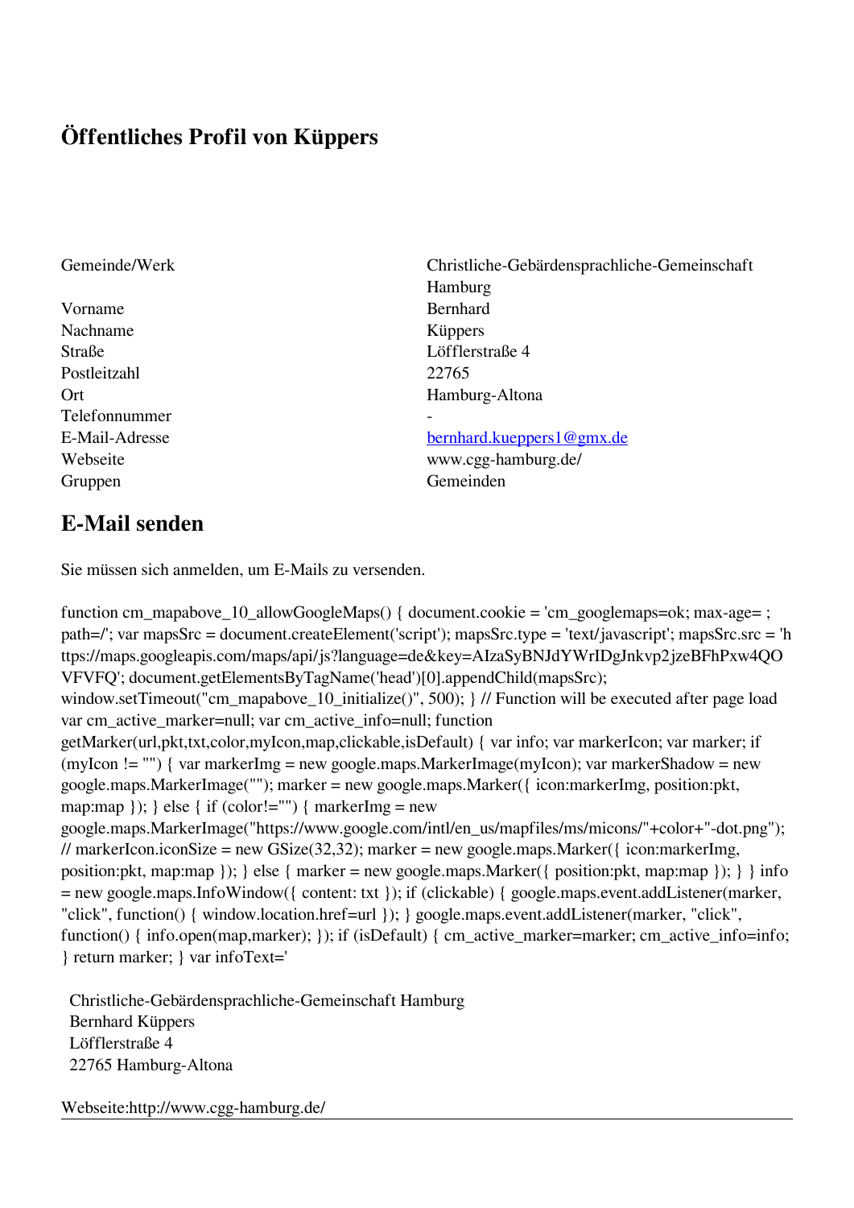# Öffentliches Profil von Küppers

| | |
|---|---|
| Gemeinde/Werk | Christliche-Gebärdensprachliche-Gemeinschaft Hamburg |
| Vorname | Bernhard |
| Nachname | Küppers |
| Straße | Löfflerstraße 4 |
| Postleitzahl | 22765 |
| Ort | Hamburg-Altona |
| Telefonnummer | - |
| E-Mail-Adresse | bernhard.kueppers1@gmx.de |
| Webseite | www.cgg-hamburg.de/ |
| Gruppen | Gemeinden |

## E-Mail senden

Sie müssen sich anmelden, um E-Mails zu versenden.

function cm_mapabove_10_allowGoogleMaps() { document.cookie = 'cm_googlemaps=ok; max-age= ; path=/'; var mapsSrc = document.createElement('script'); mapsSrc.type = 'text/javascript'; mapsSrc.src = 'https://maps.googleapis.com/maps/api/js?language=de&key=AIzaSyBNJdYWrIDgJnkvp2jzeBFhPxw4QOVFVFQ'; document.getElementsByTagName('head')[0].appendChild(mapsSrc); window.setTimeout("cm_mapabove_10_initialize()", 500); } // Function will be executed after page load var cm_active_marker=null; var cm_active_info=null; function getMarker(url,pkt,txt,color,myIcon,map,clickable,isDefault) { var info; var markerIcon; var marker; if (myIcon != "") { var markerImg = new google.maps.MarkerImage(myIcon); var markerShadow = new google.maps.MarkerImage(""); marker = new google.maps.Marker({ icon:markerImg, position:pkt, map:map }); } else { if (color!="") { markerImg = new google.maps.MarkerImage("https://www.google.com/intl/en_us/mapfiles/ms/micons/"+color+"-dot.png"); // markerIcon.iconSize = new GSize(32,32); marker = new google.maps.Marker({ icon:markerImg, position:pkt, map:map }); } else { marker = new google.maps.Marker({ position:pkt, map:map }); } } info = new google.maps.InfoWindow({ content: txt }); if (clickable) { google.maps.event.addListener(marker, "click", function() { window.location.href=url }); } google.maps.event.addListener(marker, "click", function() { info.open(map,marker); }); if (isDefault) { cm_active_marker=marker; cm_active_info=info; } return marker; } var infoText='

Christliche-Gebärdensprachliche-Gemeinschaft Hamburg
Bernhard Küppers
Löfflerstraße 4
22765 Hamburg-Altona

Webseite:http://www.cgg-hamburg.de/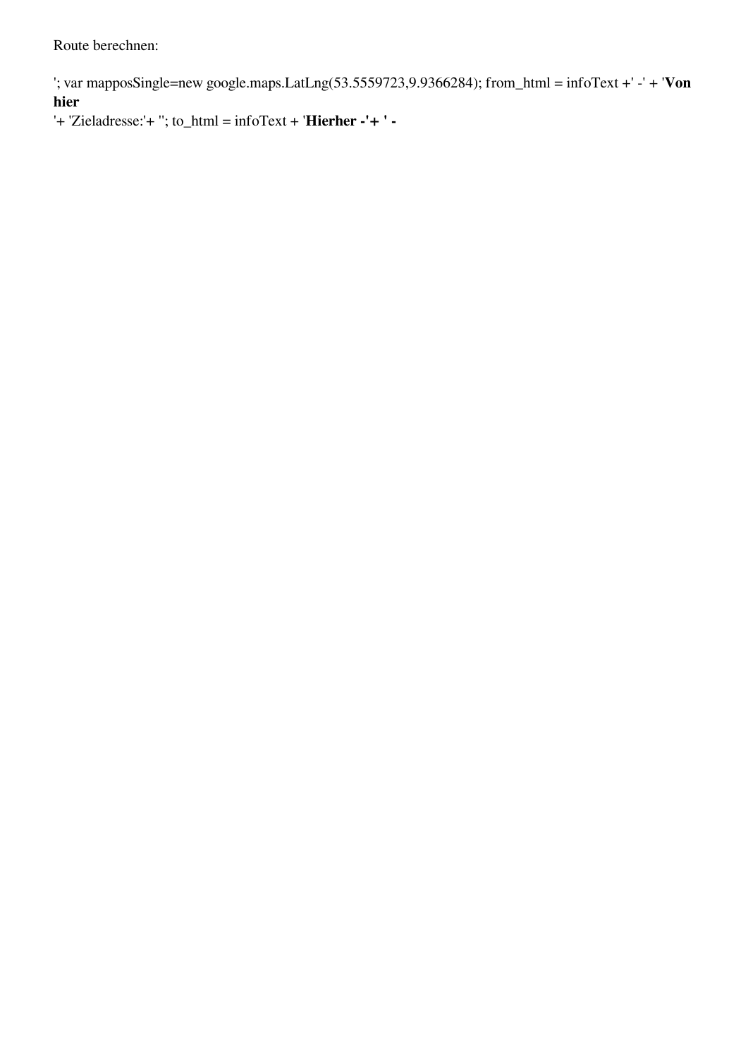Route berechnen:

'; var mapposSingle=new google.maps.LatLng(53.5559723,9.9366284); from_html = infoText +' -' + '**Von hier**
'+ 'Zieladresse:'+ ''; to_html = infoText + '**Hierher -'+ ' -**